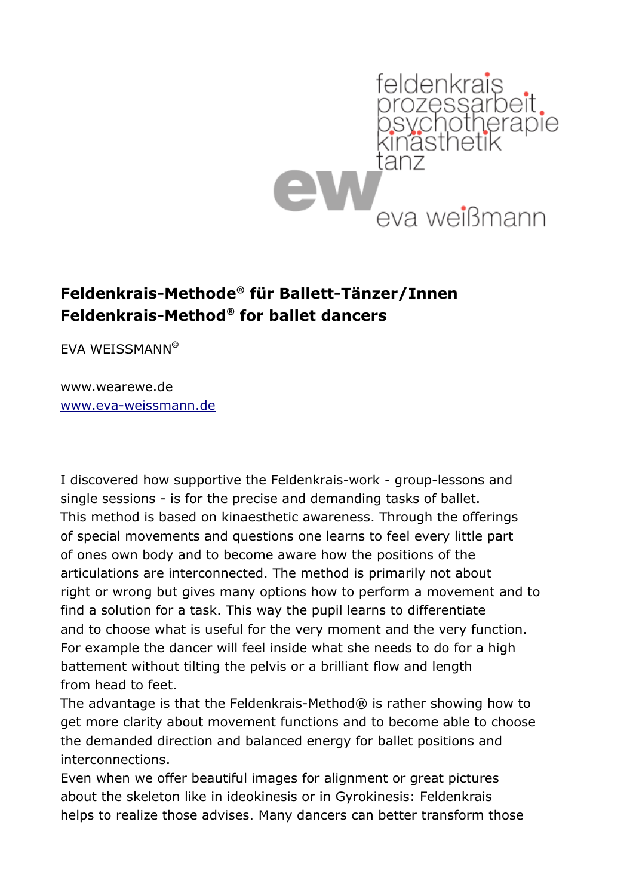feldenkrais
prozessarbeit
psychotherapie
kinästhetik
tanz

ew eva weißmann

**Feldenkrais-Methode® für Ballett-Tänzer/Innen**
**Feldenkrais-Method® for ballet dancers**

EVA WEISSMANN©

www.wearewe.de
www.eva-weissmann.de

I discovered how supportive the Feldenkrais-work - group-lessons and single sessions - is for the precise and demanding tasks of ballet. This method is based on kinaesthetic awareness. Through the offerings of special movements and questions one learns to feel every little part of ones own body and to become aware how the positions of the articulations are interconnected. The method is primarily not about right or wrong but gives many options how to perform a movement and to find a solution for a task. This way the pupil learns to differentiate and to choose what is useful for the very moment and the very function. For example the dancer will feel inside what she needs to do for a high battement without tilting the pelvis or a brilliant flow and length from head to feet.
The advantage is that the Feldenkrais-Method® is rather showing how to get more clarity about movement functions and to become able to choose the demanded direction and balanced energy for ballet positions and interconnections.
Even when we offer beautiful images for alignment or great pictures about the skeleton like in ideokinesis or in Gyrokinesis: Feldenkrais helps to realize those advises. Many dancers can better transform those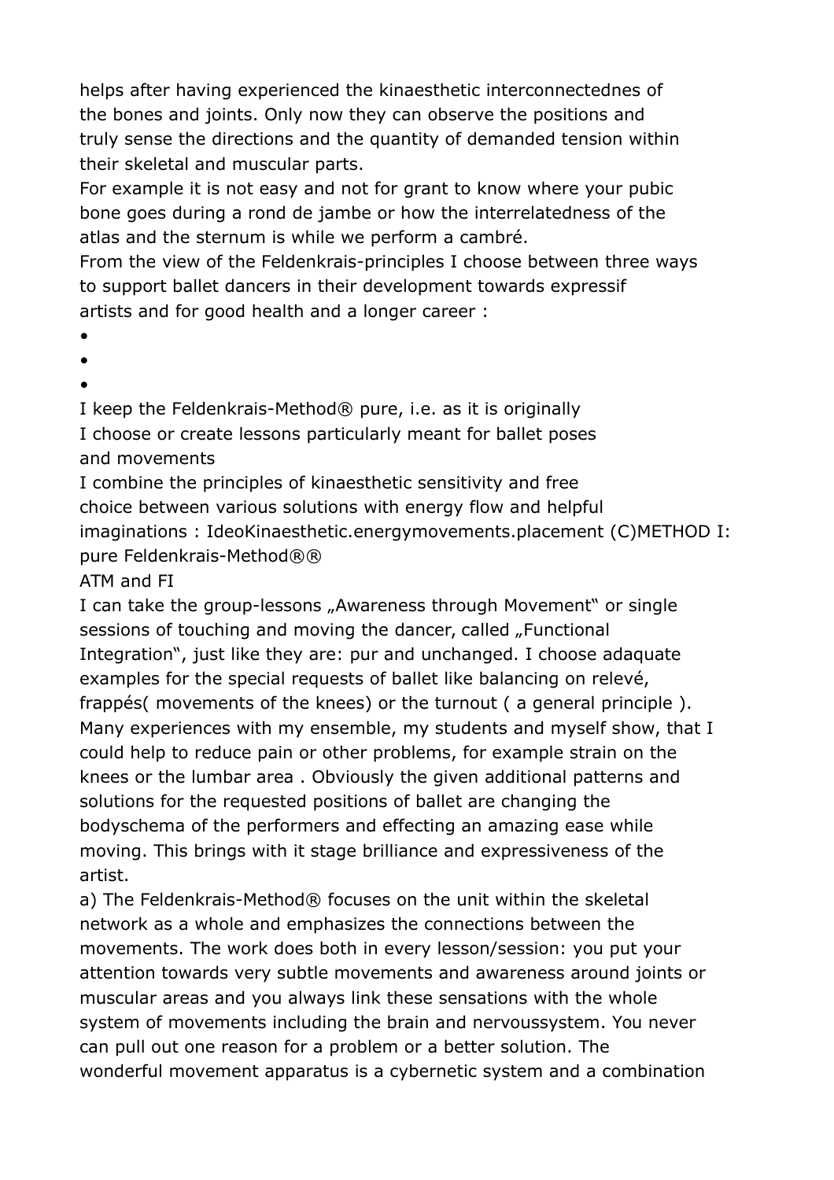helps after having experienced the kinaesthetic interconnectednes of the bones and joints. Only now they can observe the positions and truly sense the directions and the quantity of demanded tension within their skeletal and muscular parts.

For example it is not easy and not for grant to know where your pubic bone goes during a rond de jambe or how the interrelatedness of the atlas and the sternum is while we perform a cambré.

From the view of the Feldenkrais-principles I choose between three ways to support ballet dancers in their development towards expressif artists and for good health and a longer career :

- I keep the Feldenkrais-Method® pure, i.e. as it is originally
- I choose or create lessons particularly meant for ballet poses and movements
- I combine the principles of kinaesthetic sensitivity and free choice between various solutions with energy flow and helpful imaginations : IdeoKinaesthetic.energymovements.placement (C)

METHOD I: pure Feldenkrais-Method®®

ATM and FI

I can take the group-lessons „Awareness through Movement“ or single sessions of touching and moving the dancer, called „Functional Integration“, just like they are: pur and unchanged. I choose adaquate examples for the special requests of ballet like balancing on relevé, frappés( movements of the knees) or the turnout ( a general principle ). Many experiences with my ensemble, my students and myself show, that I could help to reduce pain or other problems, for example strain on the knees or the lumbar area . Obviously the given additional patterns and solutions for the requested positions of ballet are changing the bodyschema of the performers and effecting an amazing ease while moving. This brings with it stage brilliance and expressiveness of the artist.

a) The Feldenkrais-Method® focuses on the unit within the skeletal network as a whole and emphasizes the connections between the movements. The work does both in every lesson/session: you put your attention towards very subtle movements and awareness around joints or muscular areas and you always link these sensations with the whole system of movements including the brain and nervoussystem. You never can pull out one reason for a problem or a better solution. The wonderful movement apparatus is a cybernetic system and a combination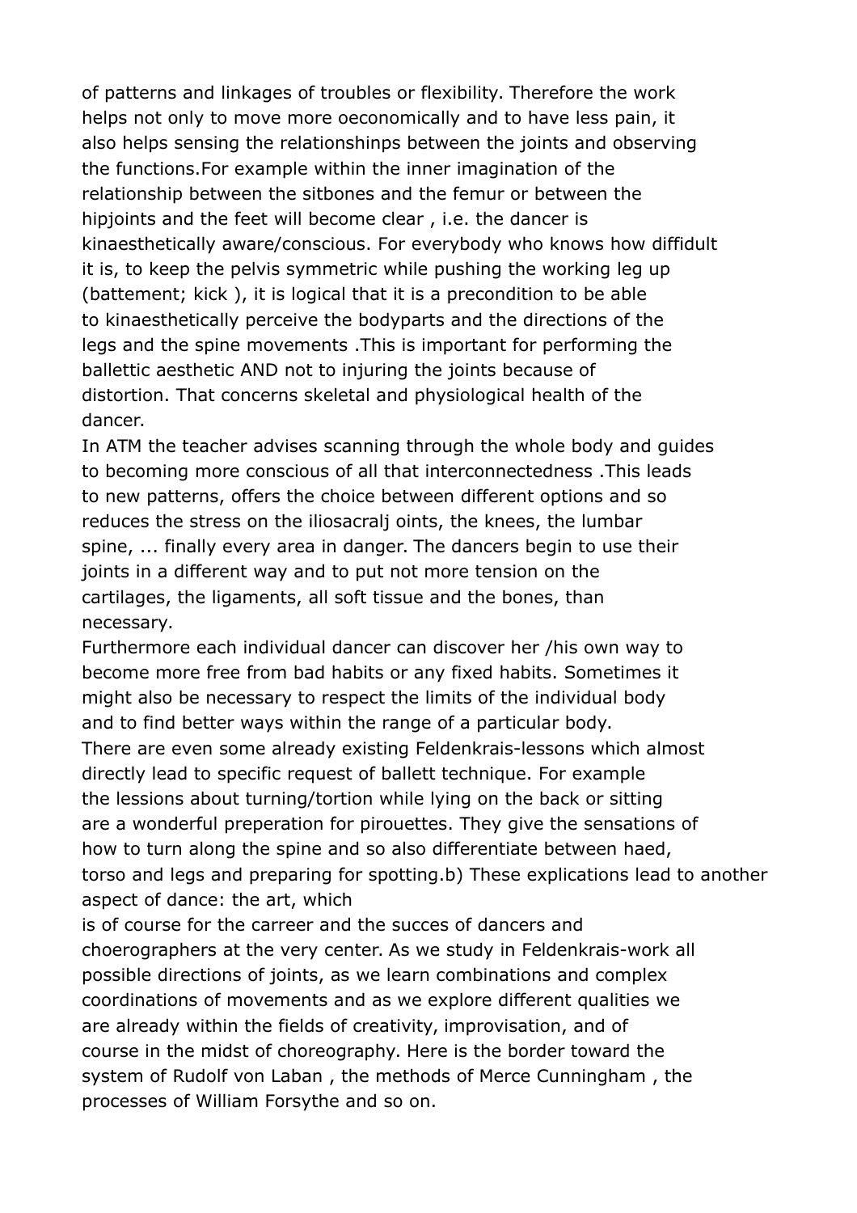of patterns and linkages of troubles or flexibility. Therefore the work helps not only to move more oeconomically and to have less pain, it also helps sensing the relationshinps between the joints and observing the functions.For example within the inner imagination of the relationship between the sitbones and the femur or between the hipjoints and the feet will become clear , i.e. the dancer is kinaesthetically aware/conscious. For everybody who knows how diffidult it is, to keep the pelvis symmetric while pushing the working leg up (battement; kick ), it is logical that it is a precondition to be able to kinaesthetically perceive the bodyparts and the directions of the legs and the spine movements .This is important for performing the ballettic aesthetic AND not to injuring the joints because of distortion. That concerns skeletal and physiological health of the dancer.

In ATM the teacher advises scanning through the whole body and guides to becoming more conscious of all that interconnectedness .This leads to new patterns, offers the choice between different options and so reduces the stress on the iliosacralj oints, the knees, the lumbar spine, ... finally every area in danger. The dancers begin to use their joints in a different way and to put not more tension on the cartilages, the ligaments, all soft tissue and the bones, than necessary.

Furthermore each individual dancer can discover her /his own way to become more free from bad habits or any fixed habits. Sometimes it might also be necessary to respect the limits of the individual body and to find better ways within the range of a particular body.

There are even some already existing Feldenkrais-lessons which almost directly lead to specific request of ballett technique. For example the lessions about turning/tortion while lying on the back or sitting are a wonderful preperation for pirouettes. They give the sensations of how to turn along the spine and so also differentiate between haed, torso and legs and preparing for spotting.b) These explications lead to another aspect of dance: the art, which is of course for the carreer and the succes of dancers and choerographers at the very center. As we study in Feldenkrais-work all possible directions of joints, as we learn combinations and complex coordinations of movements and as we explore different qualities we are already within the fields of creativity, improvisation, and of course in the midst of choreography. Here is the border toward the system of Rudolf von Laban , the methods of Merce Cunningham , the processes of William Forsythe and so on.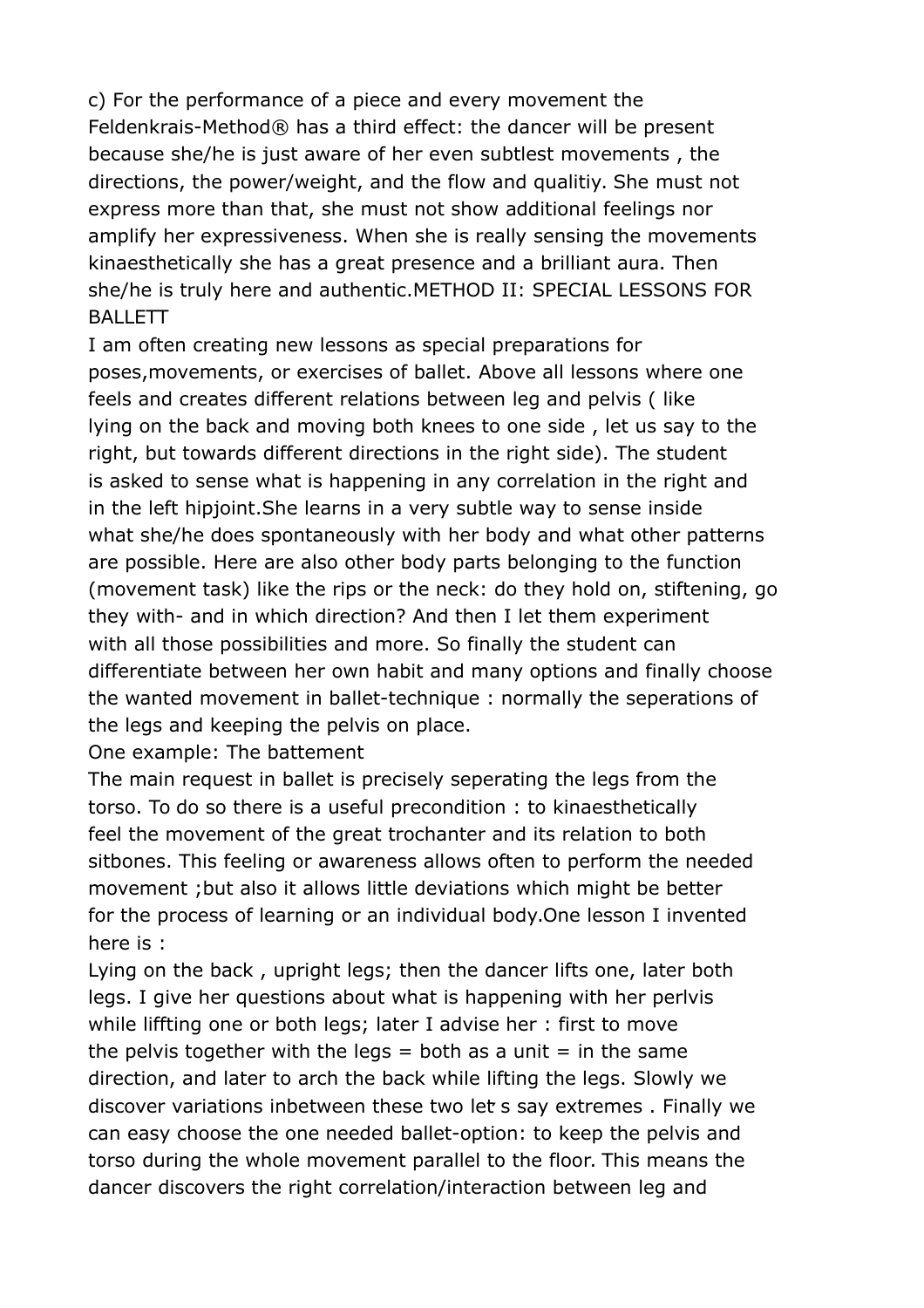c) For the performance of a piece and every movement the Feldenkrais-Method® has a third effect: the dancer will be present because she/he is just aware of her even subtlest movements , the directions, the power/weight, and the flow and qualitiy. She must not express more than that, she must not show additional feelings nor amplify her expressiveness. When she is really sensing the movements kinaesthetically she has a great presence and a brilliant aura. Then she/he is truly here and authentic.

## METHOD II: SPECIAL LESSONS FOR BALLETT

I am often creating new lessons as special preparations for poses,movements, or exercises of ballet. Above all lessons where one feels and creates different relations between leg and pelvis ( like lying on the back and moving both knees to one side , let us say to the right, but towards different directions in the right side). The student is asked to sense what is happening in any correlation in the right and in the left hipjoint.She learns in a very subtle way to sense inside what she/he does spontaneously with her body and what other patterns are possible. Here are also other body parts belonging to the function (movement task) like the rips or the neck: do they hold on, stiftening, go they with- and in which direction? And then I let them experiment with all those possibilities and more. So finally the student can differentiate between her own habit and many options and finally choose the wanted movement in ballet-technique : normally the seperations of the legs and keeping the pelvis on place.

One example: The battement

The main request in ballet is precisely seperating the legs from the torso. To do so there is a useful precondition : to kinaesthetically feel the movement of the great trochanter and its relation to both sitbones. This feeling or awareness allows often to perform the needed movement ;but also it allows little deviations which might be better for the process of learning or an individual body.One lesson I invented here is :

Lying on the back , upright legs; then the dancer lifts one, later both legs. I give her questions about what is happening with her perlvis while liffting one or both legs; later I advise her : first to move the pelvis together with the legs = both as a unit = in the same direction, and later to arch the back while lifting the legs. Slowly we discover variations inbetween these two let̕ s say extremes . Finally we can easy choose the one needed ballet-option: to keep the pelvis and torso during the whole movement parallel to the floor. This means the dancer discovers the right correlation/interaction between leg and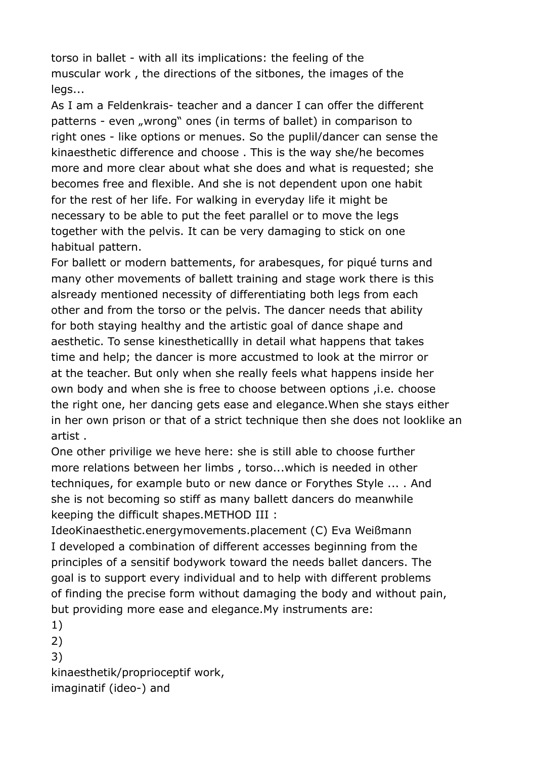torso in ballet - with all its implications: the feeling of the muscular work , the directions of the sitbones, the images of the legs...

As I am a Feldenkrais- teacher and a dancer I can offer the different patterns - even „wrong" ones (in terms of ballet) in comparison to right ones - like options or menues. So the puplil/dancer can sense the kinaesthetic difference and choose . This is the way she/he becomes more and more clear about what she does and what is requested; she becomes free and flexible. And she is not dependent upon one habit for the rest of her life. For walking in everyday life it might be necessary to be able to put the feet parallel or to move the legs together with the pelvis. It can be very damaging to stick on one habitual pattern.

For ballett or modern battements, for arabesques, for piqué turns and many other movements of ballett training and stage work there is this alsready mentioned necessity of differentiating both legs from each other and from the torso or the pelvis. The dancer needs that ability for both staying healthy and the artistic goal of dance shape and aesthetic. To sense kinestheticallly in detail what happens that takes time and help; the dancer is more accustmed to look at the mirror or at the teacher. But only when she really feels what happens inside her own body and when she is free to choose between options ,i.e. choose the right one, her dancing gets ease and elegance.When she stays either in her own prison or that of a strict technique then she does not looklike an artist .

One other privilige we heve here: she is still able to choose further more relations between her limbs , torso...which is needed in other techniques, for example buto or new dance or Forythes Style ... . And she is not becoming so stiff as many ballett dancers do meanwhile keeping the difficult shapes.METHOD III :

IdeoKinaesthetic.energymovements.placement (C) Eva Weißmann

I developed a combination of different accesses beginning from the principles of a sensitif bodywork toward the needs ballet dancers. The goal is to support every individual and to help with different problems of finding the precise form without damaging the body and without pain, but providing more ease and elegance.My instruments are:

1)
2)
3)

kinaesthetik/proprioceptif work,
imaginatif (ideo-) and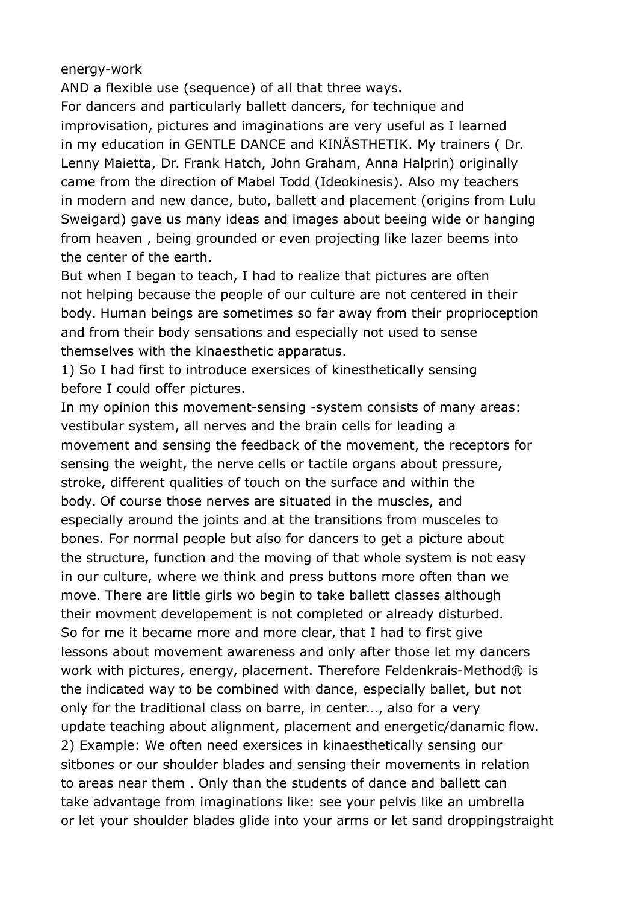energy-work

AND a flexible use (sequence) of all that three ways.

For dancers and particularly ballett dancers, for technique and improvisation, pictures and imaginations are very useful as I learned in my education in GENTLE DANCE and KINÄSTHETIK. My trainers ( Dr. Lenny Maietta, Dr. Frank Hatch, John Graham, Anna Halprin) originally came from the direction of Mabel Todd (Ideokinesis). Also my teachers in modern and new dance, buto, ballett and placement (origins from Lulu Sweigard) gave us many ideas and images about beeing wide or hanging from heaven , being grounded or even projecting like lazer beems into the center of the earth.

But when I began to teach, I had to realize that pictures are often not helping because the people of our culture are not centered in their body. Human beings are sometimes so far away from their proprioception and from their body sensations and especially not used to sense themselves with the kinaesthetic apparatus.

1) So I had first to introduce exersices of kinesthetically sensing before I could offer pictures.

In my opinion this movement-sensing -system consists of many areas: vestibular system, all nerves and the brain cells for leading a movement and sensing the feedback of the movement, the receptors for sensing the weight, the nerve cells or tactile organs about pressure, stroke, different qualities of touch on the surface and within the body. Of course those nerves are situated in the muscles, and especially around the joints and at the transitions from musceles to bones. For normal people but also for dancers to get a picture about the structure, function and the moving of that whole system is not easy in our culture, where we think and press buttons more often than we move. There are little girls wo begin to take ballett classes although their movment developement is not completed or already disturbed.

So for me it became more and more clear, that I had to first give lessons about movement awareness and only after those let my dancers work with pictures, energy, placement. Therefore Feldenkrais-Method® is the indicated way to be combined with dance, especially ballet, but not only for the traditional class on barre, in center..., also for a very update teaching about alignment, placement and energetic/danamic flow.

2) Example: We often need exersices in kinaesthetically sensing our sitbones or our shoulder blades and sensing their movements in relation to areas near them . Only than the students of dance and ballett can take advantage from imaginations like: see your pelvis like an umbrella or let your shoulder blades glide into your arms or let sand droppingstraight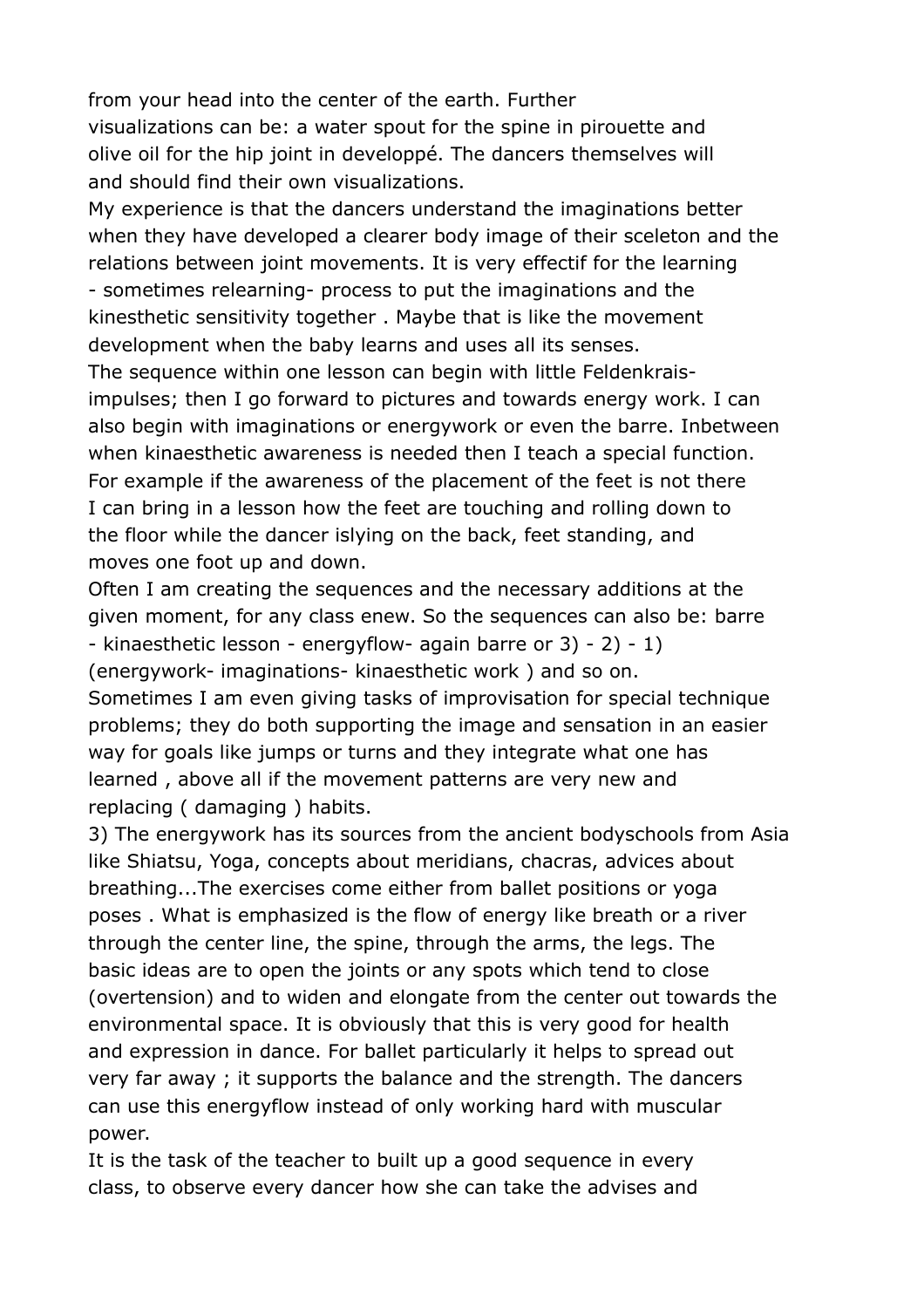from your head into the center of the earth. Further visualizations can be: a water spout for the spine in pirouette and olive oil for the hip joint in developpé. The dancers themselves will and should find their own visualizations.

My experience is that the dancers understand the imaginations better when they have developed a clearer body image of their sceleton and the relations between joint movements. It is very effectif for the learning - sometimes relearning- process to put the imaginations and the kinesthetic sensitivity together . Maybe that is like the movement development when the baby learns and uses all its senses.

The sequence within one lesson can begin with little Feldenkrais-impulses; then I go forward to pictures and towards energy work. I can also begin with imaginations or energywork or even the barre. Inbetween when kinaesthetic awareness is needed then I teach a special function. For example if the awareness of the placement of the feet is not there I can bring in a lesson how the feet are touching and rolling down to the floor while the dancer islying on the back, feet standing, and moves one foot up and down.

Often I am creating the sequences and the necessary additions at the given moment, for any class enew. So the sequences can also be: barre - kinaesthetic lesson - energyflow- again barre or 3) - 2) - 1) (energywork- imaginations- kinaesthetic work ) and so on.

Sometimes I am even giving tasks of improvisation for special technique problems; they do both supporting the image and sensation in an easier way for goals like jumps or turns and they integrate what one has learned , above all if the movement patterns are very new and replacing ( damaging ) habits.

3) The energywork has its sources from the ancient bodyschools from Asia like Shiatsu, Yoga, concepts about meridians, chacras, advices about breathing...The exercises come either from ballet positions or yoga poses . What is emphasized is the flow of energy like breath or a river through the center line, the spine, through the arms, the legs. The basic ideas are to open the joints or any spots which tend to close (overtension) and to widen and elongate from the center out towards the environmental space. It is obviously that this is very good for health and expression in dance. For ballet particularly it helps to spread out very far away ; it supports the balance and the strength. The dancers can use this energyflow instead of only working hard with muscular power.

It is the task of the teacher to built up a good sequence in every class, to observe every dancer how she can take the advises and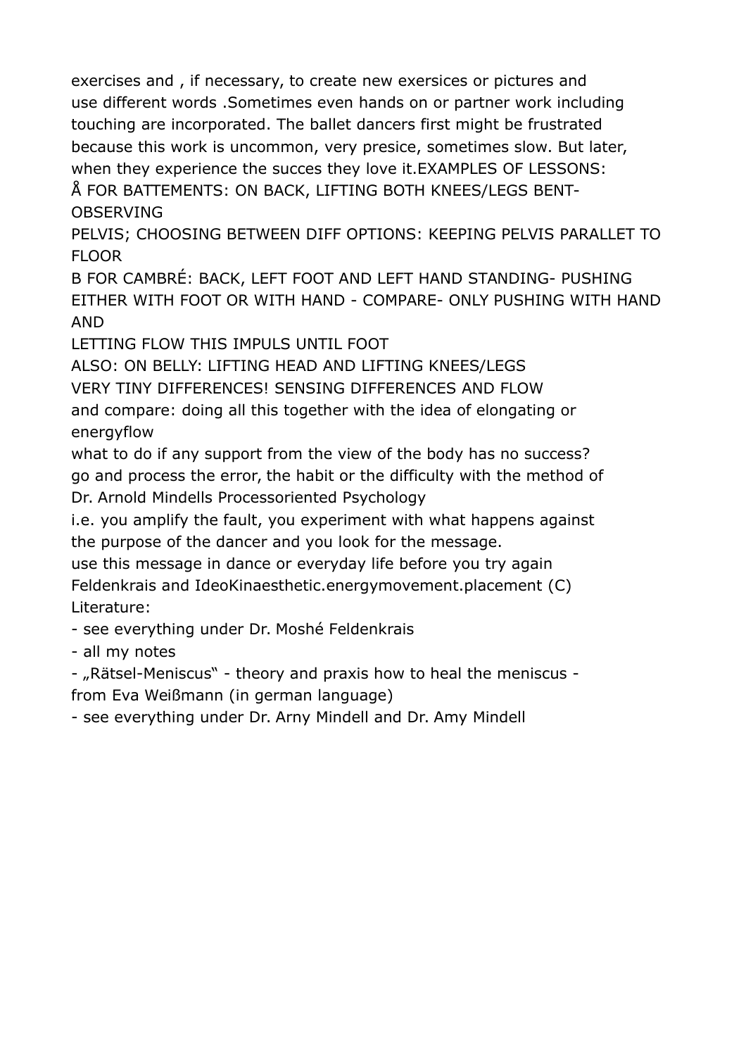exercises and , if necessary, to create new exersices or pictures and use different words .Sometimes even hands on or partner work including touching are incorporated. The ballet dancers first might be frustrated because this work is uncommon, very presice, sometimes slow. But later, when they experience the succes they love it.EXAMPLES OF LESSONS:

Å FOR BATTEMENTS: ON BACK, LIFTING BOTH KNEES/LEGS BENT- OBSERVING PELVIS; CHOOSING BETWEEN DIFF OPTIONS: KEEPING PELVIS PARALLET TO FLOOR

B FOR CAMBRÉ: BACK, LEFT FOOT AND LEFT HAND STANDING- PUSHING EITHER WITH FOOT OR WITH HAND - COMPARE- ONLY PUSHING WITH HAND AND

LETTING FLOW THIS IMPULS UNTIL FOOT

ALSO: ON BELLY: LIFTING HEAD AND LIFTING KNEES/LEGS

VERY TINY DIFFERENCES! SENSING DIFFERENCES AND FLOW

and compare: doing all this together with the idea of elongating or energyflow

what to do if any support from the view of the body has no success?

go and process the error, the habit or the difficulty with the method of Dr. Arnold Mindells Processoriented Psychology

i.e. you amplify the fault, you experiment with what happens against the purpose of the dancer and you look for the message.

use this message in dance or everyday life before you try again

Feldenkrais and IdeoKinaesthetic.energymovement.placement (C)

Literature:

- see everything under Dr. Moshé Feldenkrais
- all my notes
- „Rätsel-Meniscus“ - theory and praxis how to heal the meniscus - from Eva Weißmann (in german language)
- see everything under Dr. Arny Mindell and Dr. Amy Mindell